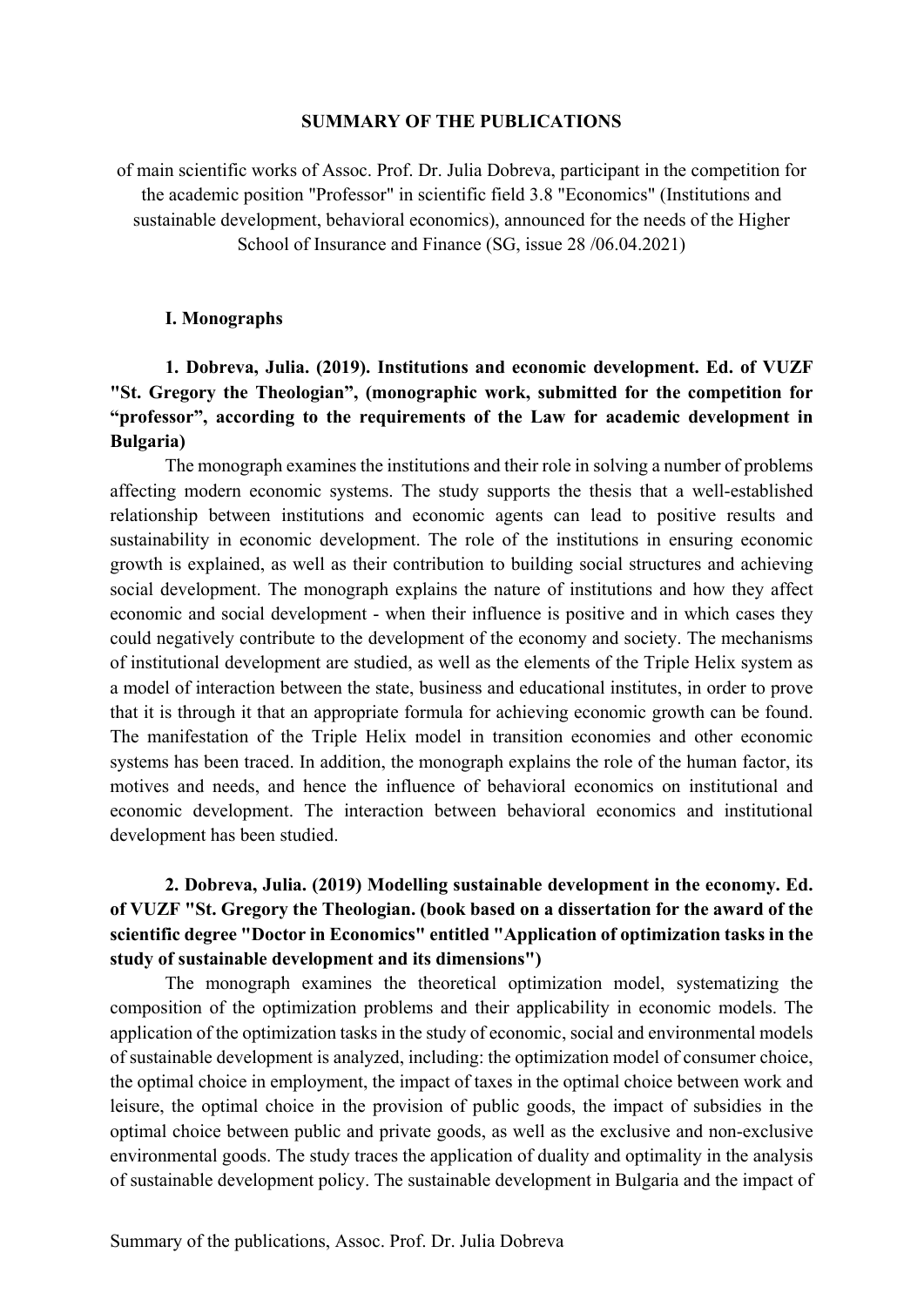**SUMMARY OF THE PUBLICATIONS**

of main scientific works of Assoc. Prof. Dr. Julia Dobreva, participant in the competition for the academic position "Professor" in scientific field 3.8 "Economics" (Institutions and sustainable development, behavioral economics), announced for the needs of the Higher School of Insurance and Finance (SG, issue 28 /06.04.2021)

## I. Monographs

**1. Dobreva, Julia. (2019). Institutions and economic development. Ed. of VUZF "St. Gregory the Theologian", (monographic work, submitted for the competition for "professor", according to the requirements of the Law for academic development in Bulgaria)**

The monograph examines the institutions and their role in solving a number of problems affecting modern economic systems. The study supports the thesis that a well-established relationship between institutions and economic agents can lead to positive results and sustainability in economic development. The role of the institutions in ensuring economic growth is explained, as well as their contribution to building social structures and achieving social development. The monograph explains the nature of institutions and how they affect economic and social development - when their influence is positive and in which cases they could negatively contribute to the development of the economy and society. The mechanisms of institutional development are studied, as well as the elements of the Triple Helix system as a model of interaction between the state, business and educational institutes, in order to prove that it is through it that an appropriate formula for achieving economic growth can be found. The manifestation of the Triple Helix model in transition economies and other economic systems has been traced. In addition, the monograph explains the role of the human factor, its motives and needs, and hence the influence of behavioral economics on institutional and economic development. The interaction between behavioral economics and institutional development has been studied.

**2. Dobreva, Julia. (2019) Modelling sustainable development in the economy. Ed. of VUZF "St. Gregory the Theologian. (book based on a dissertation for the award of the scientific degree "Doctor in Economics" entitled "Application of optimization tasks in the study of sustainable development and its dimensions")**

The monograph examines the theoretical optimization model, systematizing the composition of the optimization problems and their applicability in economic models. The application of the optimization tasks in the study of economic, social and environmental models of sustainable development is analyzed, including: the optimization model of consumer choice, the optimal choice in employment, the impact of taxes in the optimal choice between work and leisure, the optimal choice in the provision of public goods, the impact of subsidies in the optimal choice between public and private goods, as well as the exclusive and non-exclusive environmental goods. The study traces the application of duality and optimality in the analysis of sustainable development policy. The sustainable development in Bulgaria and the impact of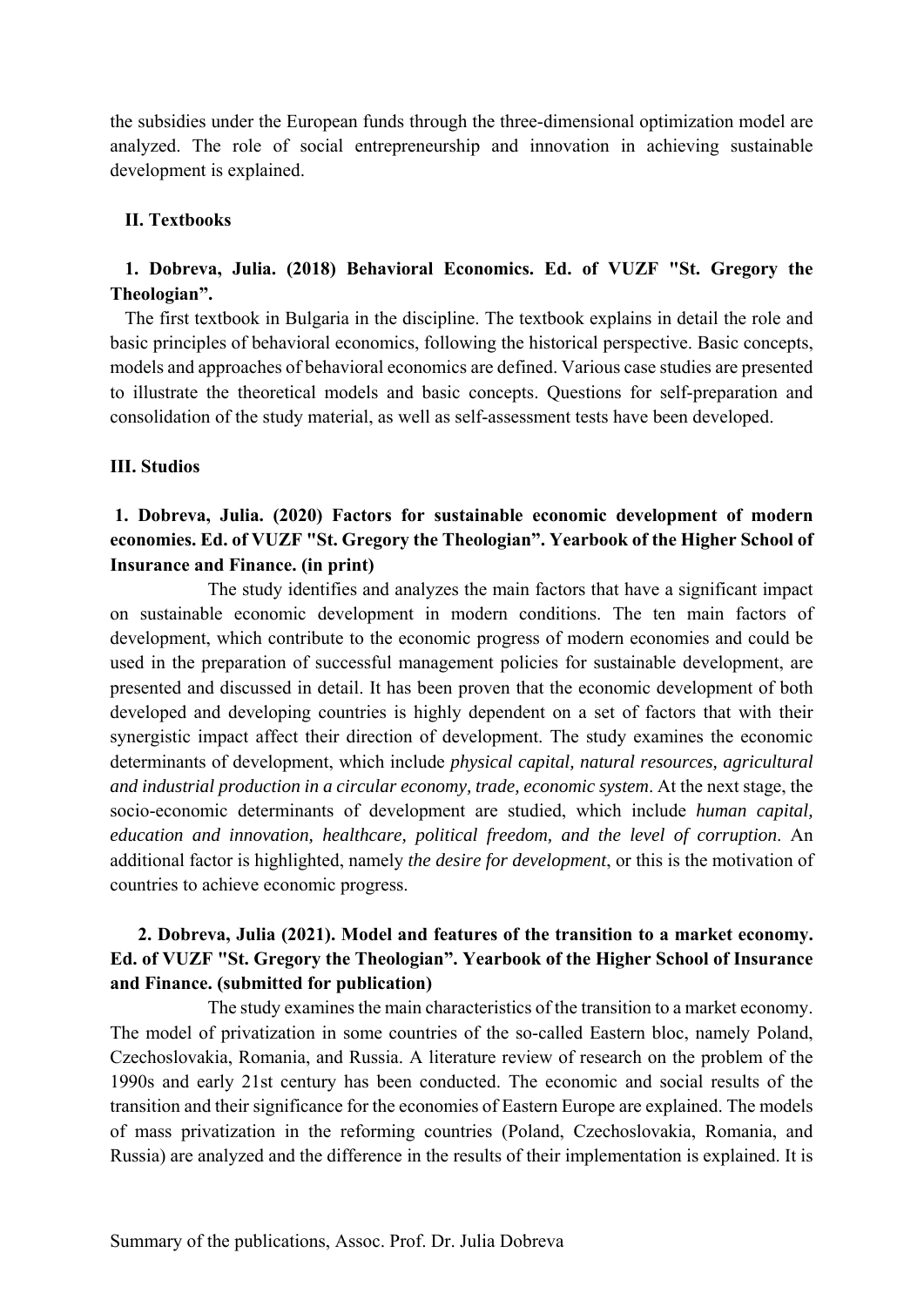the subsidies under the European funds through the three-dimensional optimization model are analyzed. The role of social entrepreneurship and innovation in achieving sustainable development is explained.

## II. Textbooks

**1. Dobreva, Julia. (2018) Behavioral Economics. Ed. of VUZF "St. Gregory the Theologian".**

The first textbook in Bulgaria in the discipline. The textbook explains in detail the role and basic principles of behavioral economics, following the historical perspective. Basic concepts, models and approaches of behavioral economics are defined. Various case studies are presented to illustrate the theoretical models and basic concepts. Questions for self-preparation and consolidation of the study material, as well as self-assessment tests have been developed.

## III. Studios

**1. Dobreva, Julia. (2020) Factors for sustainable economic development of modern economies. Ed. of VUZF "St. Gregory the Theologian". Yearbook of the Higher School of Insurance and Finance. (in print)**

The study identifies and analyzes the main factors that have a significant impact on sustainable economic development in modern conditions. The ten main factors of development, which contribute to the economic progress of modern economies and could be used in the preparation of successful management policies for sustainable development, are presented and discussed in detail. It has been proven that the economic development of both developed and developing countries is highly dependent on a set of factors that with their synergistic impact affect their direction of development. The study examines the economic determinants of development, which include *physical capital, natural resources, agricultural and industrial production in a circular economy, trade, economic system*. At the next stage, the socio-economic determinants of development are studied, which include *human capital, education and innovation, healthcare, political freedom, and the level of corruption*. An additional factor is highlighted, namely *the desire for development*, or this is the motivation of countries to achieve economic progress.

**2. Dobreva, Julia (2021). Model and features of the transition to a market economy. Ed. of VUZF "St. Gregory the Theologian". Yearbook of the Higher School of Insurance and Finance. (submitted for publication)**

The study examines the main characteristics of the transition to a market economy. The model of privatization in some countries of the so-called Eastern bloc, namely Poland, Czechoslovakia, Romania, and Russia. A literature review of research on the problem of the 1990s and early 21st century has been conducted. The economic and social results of the transition and their significance for the economies of Eastern Europe are explained. The models of mass privatization in the reforming countries (Poland, Czechoslovakia, Romania, and Russia) are analyzed and the difference in the results of their implementation is explained. It is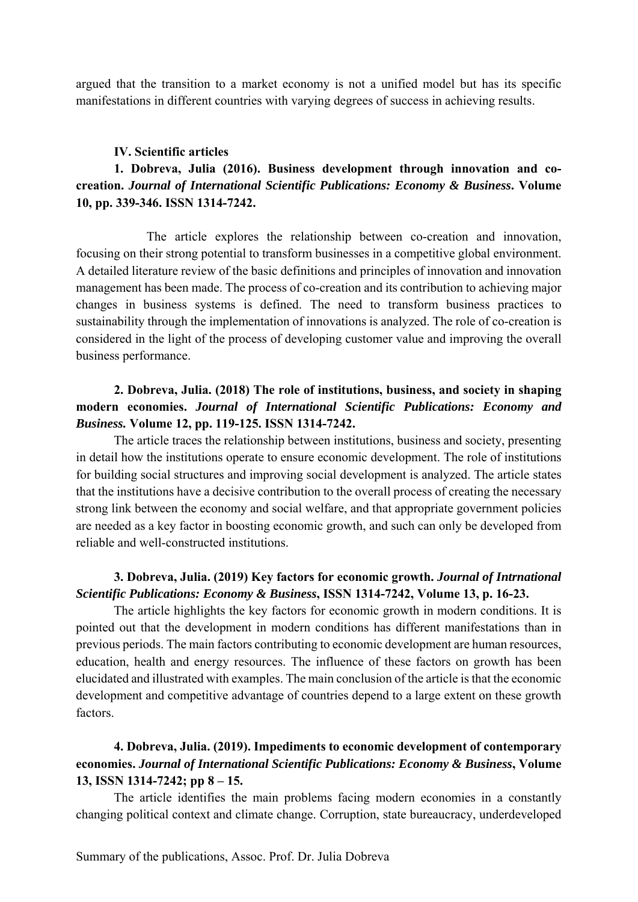argued that the transition to a market economy is not a unified model but has its specific manifestations in different countries with varying degrees of success in achieving results.

## IV. Scientific articles

**1. Dobreva, Julia (2016). Business development through innovation and co-creation. *Journal of International Scientific Publications: Economy & Business*. Volume 10, pp. 339-346. ISSN 1314-7242.**

The article explores the relationship between co-creation and innovation, focusing on their strong potential to transform businesses in a competitive global environment. A detailed literature review of the basic definitions and principles of innovation and innovation management has been made. The process of co-creation and its contribution to achieving major changes in business systems is defined. The need to transform business practices to sustainability through the implementation of innovations is analyzed. The role of co-creation is considered in the light of the process of developing customer value and improving the overall business performance.

**2. Dobreva, Julia. (2018) The role of institutions, business, and society in shaping modern economies. *Journal of International Scientific Publications: Economy and Business.* Volume 12, pp. 119-125. ISSN 1314-7242.**

The article traces the relationship between institutions, business and society, presenting in detail how the institutions operate to ensure economic development. The role of institutions for building social structures and improving social development is analyzed. The article states that the institutions have a decisive contribution to the overall process of creating the necessary strong link between the economy and social welfare, and that appropriate government policies are needed as a key factor in boosting economic growth, and such can only be developed from reliable and well-constructed institutions.

**3. Dobreva, Julia. (2019) Key factors for economic growth. *Journal of Intrnational Scientific Publications: Economy & Business*, ISSN 1314-7242, Volume 13, p. 16-23.**

The article highlights the key factors for economic growth in modern conditions. It is pointed out that the development in modern conditions has different manifestations than in previous periods. The main factors contributing to economic development are human resources, education, health and energy resources. The influence of these factors on growth has been elucidated and illustrated with examples. The main conclusion of the article is that the economic development and competitive advantage of countries depend to a large extent on these growth factors.

**4. Dobreva, Julia. (2019). Impediments to economic development of contemporary economies. *Journal of International Scientific Publications: Economy & Business*, Volume 13, ISSN 1314-7242; pp 8 – 15.**

The article identifies the main problems facing modern economies in a constantly changing political context and climate change. Corruption, state bureaucracy, underdeveloped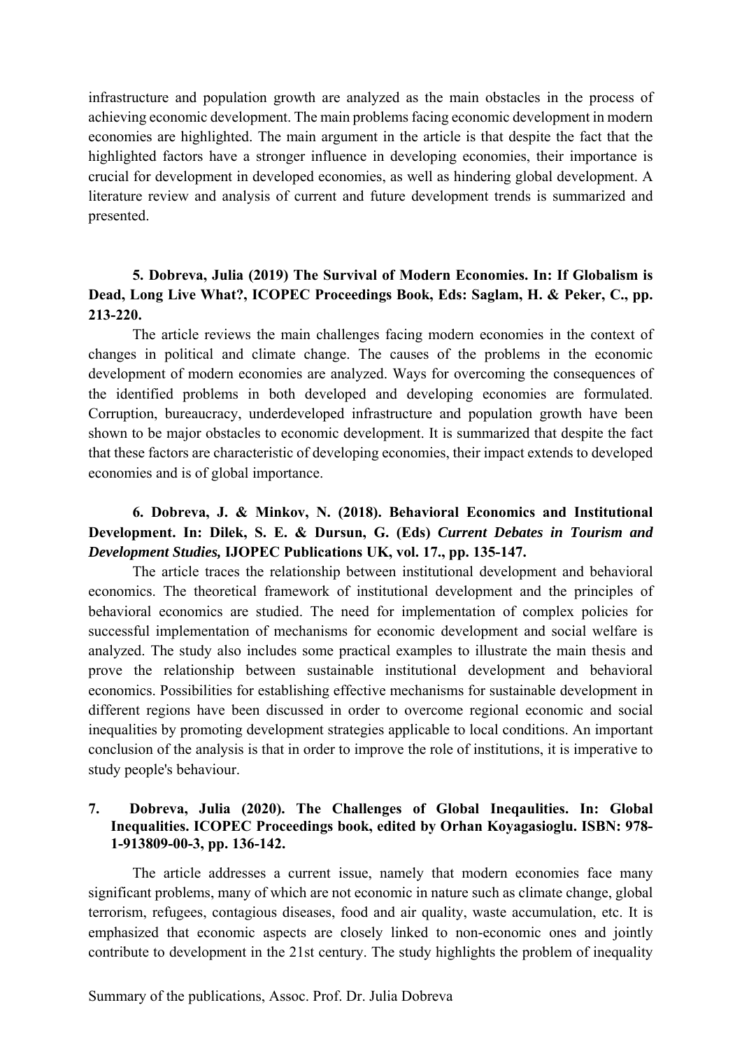infrastructure and population growth are analyzed as the main obstacles in the process of achieving economic development. The main problems facing economic development in modern economies are highlighted. The main argument in the article is that despite the fact that the highlighted factors have a stronger influence in developing economies, their importance is crucial for development in developed economies, as well as hindering global development. A literature review and analysis of current and future development trends is summarized and presented.

**5. Dobreva, Julia (2019) The Survival of Modern Economies. In: If Globalism is Dead, Long Live What?, ICOPEC Proceedings Book, Eds: Saglam, H. & Peker, C., pp. 213-220.**

The article reviews the main challenges facing modern economies in the context of changes in political and climate change. The causes of the problems in the economic development of modern economies are analyzed. Ways for overcoming the consequences of the identified problems in both developed and developing economies are formulated. Corruption, bureaucracy, underdeveloped infrastructure and population growth have been shown to be major obstacles to economic development. It is summarized that despite the fact that these factors are characteristic of developing economies, their impact extends to developed economies and is of global importance.

**6. Dobreva, J. & Minkov, N. (2018). Behavioral Economics and Institutional Development. In: Dilek, S. E. & Dursun, G. (Eds) *Current Debates in Tourism and Development Studies,* IJOPEC Publications UK, vol. 17., pp. 135-147.**

The article traces the relationship between institutional development and behavioral economics. The theoretical framework of institutional development and the principles of behavioral economics are studied. The need for implementation of complex policies for successful implementation of mechanisms for economic development and social welfare is analyzed. The study also includes some practical examples to illustrate the main thesis and prove the relationship between sustainable institutional development and behavioral economics. Possibilities for establishing effective mechanisms for sustainable development in different regions have been discussed in order to overcome regional economic and social inequalities by promoting development strategies applicable to local conditions. An important conclusion of the analysis is that in order to improve the role of institutions, it is imperative to study people's behaviour.

**7. Dobreva, Julia (2020). The Challenges of Global Ineqaulities. In: Global Inequalities. ICOPEC Proceedings book, edited by Orhan Koyagasioglu. ISBN: 978-1-913809-00-3, pp. 136-142.**

The article addresses a current issue, namely that modern economies face many significant problems, many of which are not economic in nature such as climate change, global terrorism, refugees, contagious diseases, food and air quality, waste accumulation, etc. It is emphasized that economic aspects are closely linked to non-economic ones and jointly contribute to development in the 21st century. The study highlights the problem of inequality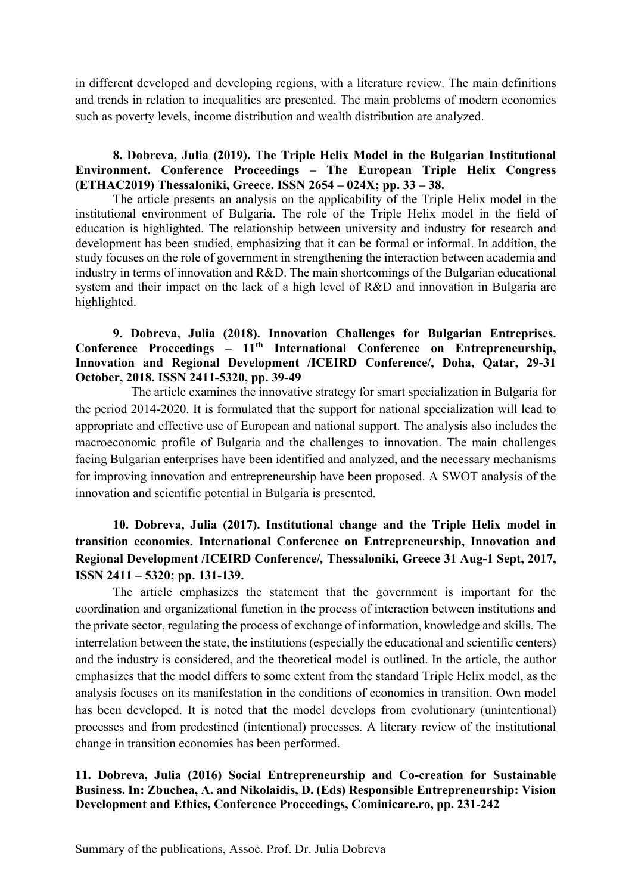in different developed and developing regions, with a literature review. The main definitions and trends in relation to inequalities are presented. The main problems of modern economies such as poverty levels, income distribution and wealth distribution are analyzed.

**8. Dobreva, Julia (2019). The Triple Helix Model in the Bulgarian Institutional Environment. Conference Proceedings – The European Triple Helix Congress (ETHAC2019) Thessaloniki, Greece. ISSN 2654 – 024X; pp. 33 – 38.**

The article presents an analysis on the applicability of the Triple Helix model in the institutional environment of Bulgaria. The role of the Triple Helix model in the field of education is highlighted. The relationship between university and industry for research and development has been studied, emphasizing that it can be formal or informal. In addition, the study focuses on the role of government in strengthening the interaction between academia and industry in terms of innovation and R&D. The main shortcomings of the Bulgarian educational system and their impact on the lack of a high level of R&D and innovation in Bulgaria are highlighted.

**9. Dobreva, Julia (2018). Innovation Challenges for Bulgarian Entreprises. Conference Proceedings – 11th International Conference on Entrepreneurship, Innovation and Regional Development /ICEIRD Conference/, Doha, Qatar, 29-31 October, 2018. ISSN 2411-5320, pp. 39-49**

The article examines the innovative strategy for smart specialization in Bulgaria for the period 2014-2020. It is formulated that the support for national specialization will lead to appropriate and effective use of European and national support. The analysis also includes the macroeconomic profile of Bulgaria and the challenges to innovation. The main challenges facing Bulgarian enterprises have been identified and analyzed, and the necessary mechanisms for improving innovation and entrepreneurship have been proposed. A SWOT analysis of the innovation and scientific potential in Bulgaria is presented.

**10. Dobreva, Julia (2017). Institutional change and the Triple Helix model in transition economies. International Conference on Entrepreneurship, Innovation and Regional Development /ICEIRD Conference/, Thessaloniki, Greece 31 Aug-1 Sept, 2017, ISSN 2411 – 5320; pp. 131-139.**

The article emphasizes the statement that the government is important for the coordination and organizational function in the process of interaction between institutions and the private sector, regulating the process of exchange of information, knowledge and skills. The interrelation between the state, the institutions (especially the educational and scientific centers) and the industry is considered, and the theoretical model is outlined. In the article, the author emphasizes that the model differs to some extent from the standard Triple Helix model, as the analysis focuses on its manifestation in the conditions of economies in transition. Own model has been developed. It is noted that the model develops from evolutionary (unintentional) processes and from predestined (intentional) processes. A literary review of the institutional change in transition economies has been performed.

**11. Dobreva, Julia (2016) Social Entrepreneurship and Co-creation for Sustainable Business. In: Zbuchea, A. and Nikolaidis, D. (Eds) Responsible Entrepreneurship: Vision Development and Ethics, Conference Proceedings, Cominicare.ro, pp. 231-242**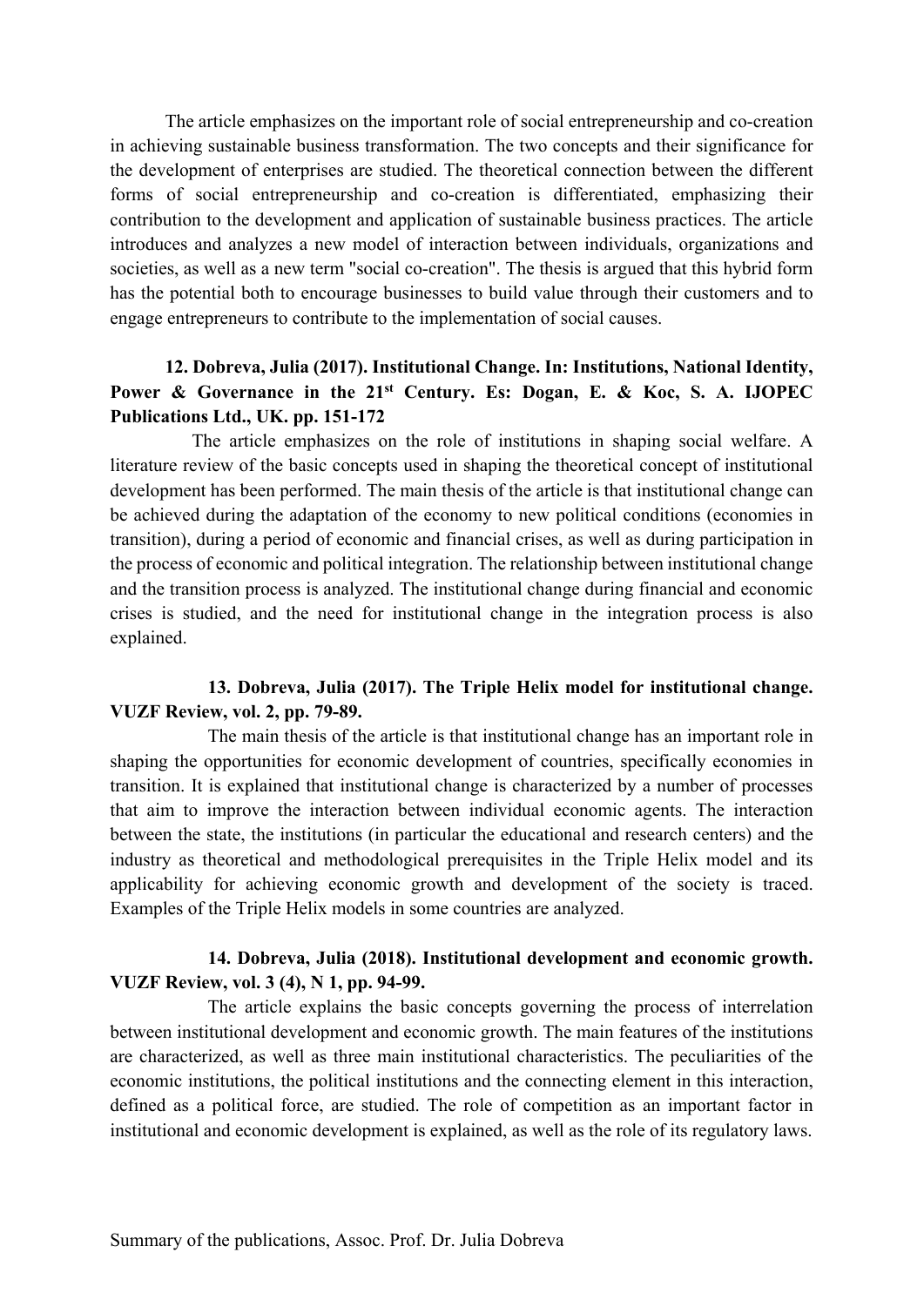The article emphasizes on the important role of social entrepreneurship and co-creation in achieving sustainable business transformation. The two concepts and their significance for the development of enterprises are studied. The theoretical connection between the different forms of social entrepreneurship and co-creation is differentiated, emphasizing their contribution to the development and application of sustainable business practices. The article introduces and analyzes a new model of interaction between individuals, organizations and societies, as well as a new term "social co-creation". The thesis is argued that this hybrid form has the potential both to encourage businesses to build value through their customers and to engage entrepreneurs to contribute to the implementation of social causes.

**12. Dobreva, Julia (2017). Institutional Change. In: Institutions, National Identity, Power & Governance in the 21st Century. Es: Dogan, E. & Koc, S. A. IJOPEC Publications Ltd., UK. pp. 151-172**

The article emphasizes on the role of institutions in shaping social welfare. A literature review of the basic concepts used in shaping the theoretical concept of institutional development has been performed. The main thesis of the article is that institutional change can be achieved during the adaptation of the economy to new political conditions (economies in transition), during a period of economic and financial crises, as well as during participation in the process of economic and political integration. The relationship between institutional change and the transition process is analyzed. The institutional change during financial and economic crises is studied, and the need for institutional change in the integration process is also explained.

**13. Dobreva, Julia (2017). The Triple Helix model for institutional change. VUZF Review, vol. 2, pp. 79-89.**

The main thesis of the article is that institutional change has an important role in shaping the opportunities for economic development of countries, specifically economies in transition. It is explained that institutional change is characterized by a number of processes that aim to improve the interaction between individual economic agents. The interaction between the state, the institutions (in particular the educational and research centers) and the industry as theoretical and methodological prerequisites in the Triple Helix model and its applicability for achieving economic growth and development of the society is traced. Examples of the Triple Helix models in some countries are analyzed.

**14. Dobreva, Julia (2018). Institutional development and economic growth. VUZF Review, vol. 3 (4), N 1, pp. 94-99.**

The article explains the basic concepts governing the process of interrelation between institutional development and economic growth. The main features of the institutions are characterized, as well as three main institutional characteristics. The peculiarities of the economic institutions, the political institutions and the connecting element in this interaction, defined as a political force, are studied. The role of competition as an important factor in institutional and economic development is explained, as well as the role of its regulatory laws.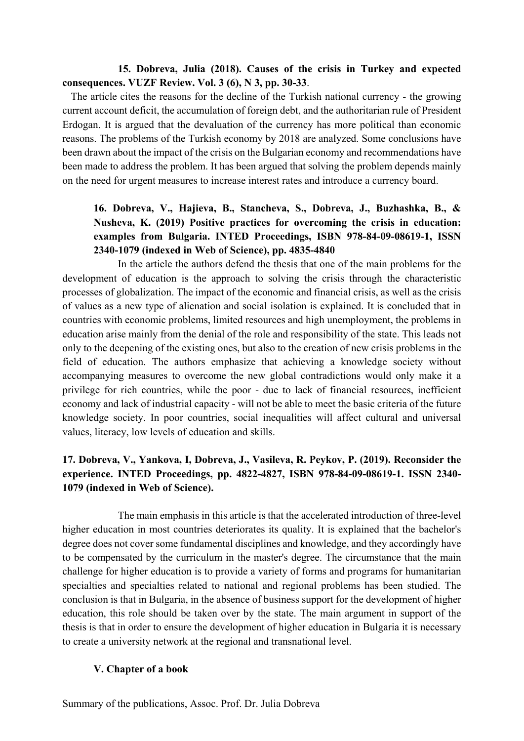**15. Dobreva, Julia (2018). Causes of the crisis in Turkey and expected consequences. VUZF Review. Vol. 3 (6), N 3, pp. 30-33**.

The article cites the reasons for the decline of the Turkish national currency - the growing current account deficit, the accumulation of foreign debt, and the authoritarian rule of President Erdogan. It is argued that the devaluation of the currency has more political than economic reasons. The problems of the Turkish economy by 2018 are analyzed. Some conclusions have been drawn about the impact of the crisis on the Bulgarian economy and recommendations have been made to address the problem. It has been argued that solving the problem depends mainly on the need for urgent measures to increase interest rates and introduce a currency board.

**16. Dobreva, V., Hajieva, B., Stancheva, S., Dobreva, J., Buzhashka, B., & Nusheva, K. (2019) Positive practices for overcoming the crisis in education: examples from Bulgaria. INTED Proceedings, ISBN 978-84-09-08619-1, ISSN 2340-1079 (indexed in Web of Science), pp. 4835-4840**

In the article the authors defend the thesis that one of the main problems for the development of education is the approach to solving the crisis through the characteristic processes of globalization. The impact of the economic and financial crisis, as well as the crisis of values as a new type of alienation and social isolation is explained. It is concluded that in countries with economic problems, limited resources and high unemployment, the problems in education arise mainly from the denial of the role and responsibility of the state. This leads not only to the deepening of the existing ones, but also to the creation of new crisis problems in the field of education. The authors emphasize that achieving a knowledge society without accompanying measures to overcome the new global contradictions would only make it a privilege for rich countries, while the poor - due to lack of financial resources, inefficient economy and lack of industrial capacity - will not be able to meet the basic criteria of the future knowledge society. In poor countries, social inequalities will affect cultural and universal values, literacy, low levels of education and skills.

**17. Dobreva, V., Yankova, I, Dobreva, J., Vasileva, R. Peykov, P. (2019). Reconsider the experience. INTED Proceedings, pp. 4822-4827, ISBN 978-84-09-08619-1. ISSN 2340-1079 (indexed in Web of Science).**

The main emphasis in this article is that the accelerated introduction of three-level higher education in most countries deteriorates its quality. It is explained that the bachelor's degree does not cover some fundamental disciplines and knowledge, and they accordingly have to be compensated by the curriculum in the master's degree. The circumstance that the main challenge for higher education is to provide a variety of forms and programs for humanitarian specialties and specialties related to national and regional problems has been studied. The conclusion is that in Bulgaria, in the absence of business support for the development of higher education, this role should be taken over by the state. The main argument in support of the thesis is that in order to ensure the development of higher education in Bulgaria it is necessary to create a university network at the regional and transnational level.

## V. Chapter of a book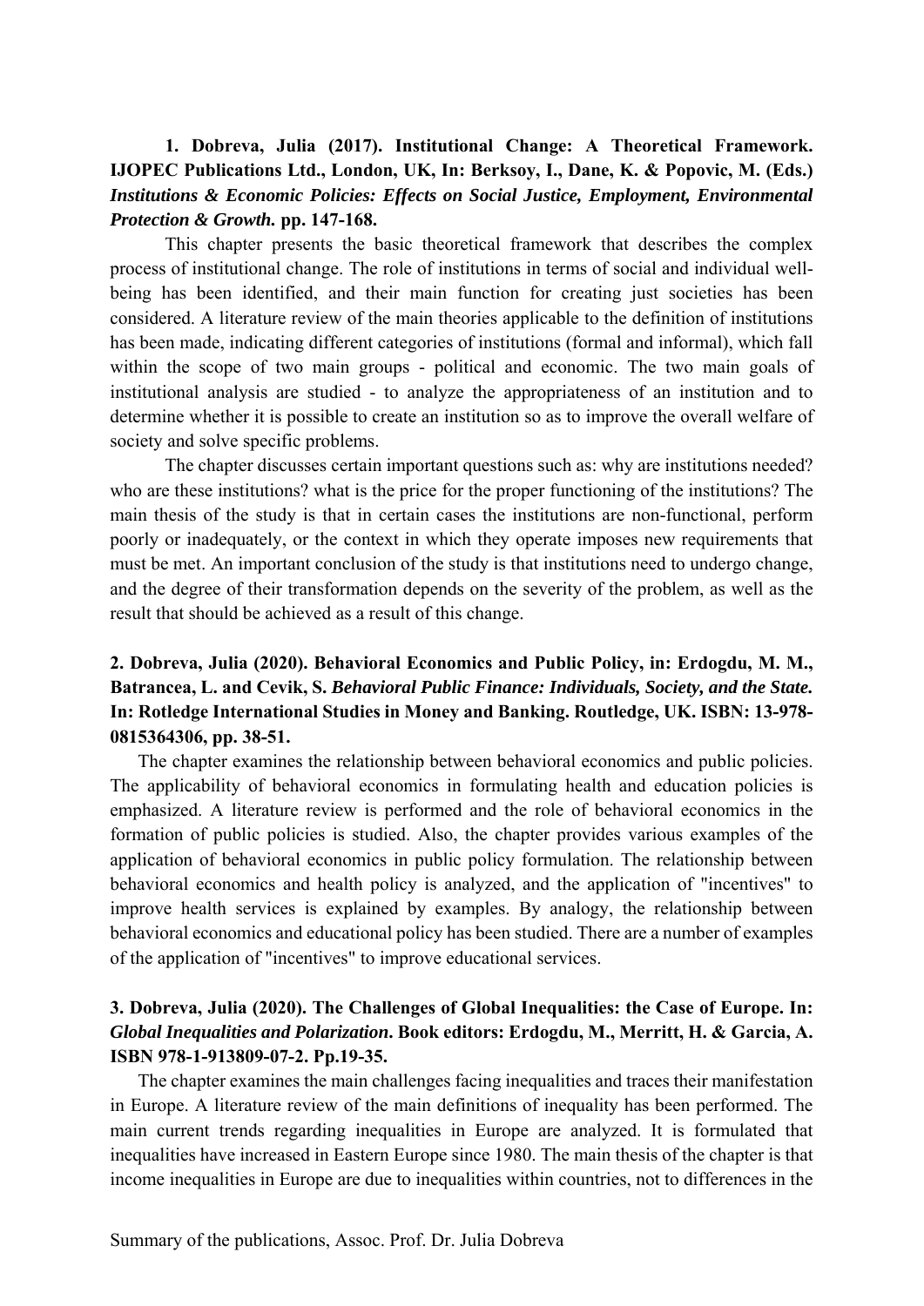**1. Dobreva, Julia (2017). Institutional Change: A Theoretical Framework. IJOPEC Publications Ltd., London, UK, In: Berksoy, I., Dane, K. & Popovic, M. (Eds.) *Institutions & Economic Policies: Effects on Social Justice, Employment, Environmental Protection & Growth.* pp. 147-168.**

This chapter presents the basic theoretical framework that describes the complex process of institutional change. The role of institutions in terms of social and individual well-being has been identified, and their main function for creating just societies has been considered. A literature review of the main theories applicable to the definition of institutions has been made, indicating different categories of institutions (formal and informal), which fall within the scope of two main groups - political and economic. The two main goals of institutional analysis are studied - to analyze the appropriateness of an institution and to determine whether it is possible to create an institution so as to improve the overall welfare of society and solve specific problems.

The chapter discusses certain important questions such as: why are institutions needed? who are these institutions? what is the price for the proper functioning of the institutions? The main thesis of the study is that in certain cases the institutions are non-functional, perform poorly or inadequately, or the context in which they operate imposes new requirements that must be met. An important conclusion of the study is that institutions need to undergo change, and the degree of their transformation depends on the severity of the problem, as well as the result that should be achieved as a result of this change.

**2. Dobreva, Julia (2020). Behavioral Economics and Public Policy, in: Erdogdu, M. M., Batrancea, L. and Cevik, S. *Behavioral Public Finance: Individuals, Society, and the State.* In: Rotledge International Studies in Money and Banking. Routledge, UK. ISBN: 13-978-0815364306, pp. 38-51.**

The chapter examines the relationship between behavioral economics and public policies. The applicability of behavioral economics in formulating health and education policies is emphasized. A literature review is performed and the role of behavioral economics in the formation of public policies is studied. Also, the chapter provides various examples of the application of behavioral economics in public policy formulation. The relationship between behavioral economics and health policy is analyzed, and the application of "incentives" to improve health services is explained by examples. By analogy, the relationship between behavioral economics and educational policy has been studied. There are a number of examples of the application of "incentives" to improve educational services.

**3. Dobreva, Julia (2020). The Challenges of Global Inequalities: the Case of Europe. In: *Global Inequalities and Polarization*. Book editors: Erdogdu, M., Merritt, H. & Garcia, A. ISBN 978-1-913809-07-2. Pp.19-35.**

The chapter examines the main challenges facing inequalities and traces their manifestation in Europe. A literature review of the main definitions of inequality has been performed. The main current trends regarding inequalities in Europe are analyzed. It is formulated that inequalities have increased in Eastern Europe since 1980. The main thesis of the chapter is that income inequalities in Europe are due to inequalities within countries, not to differences in the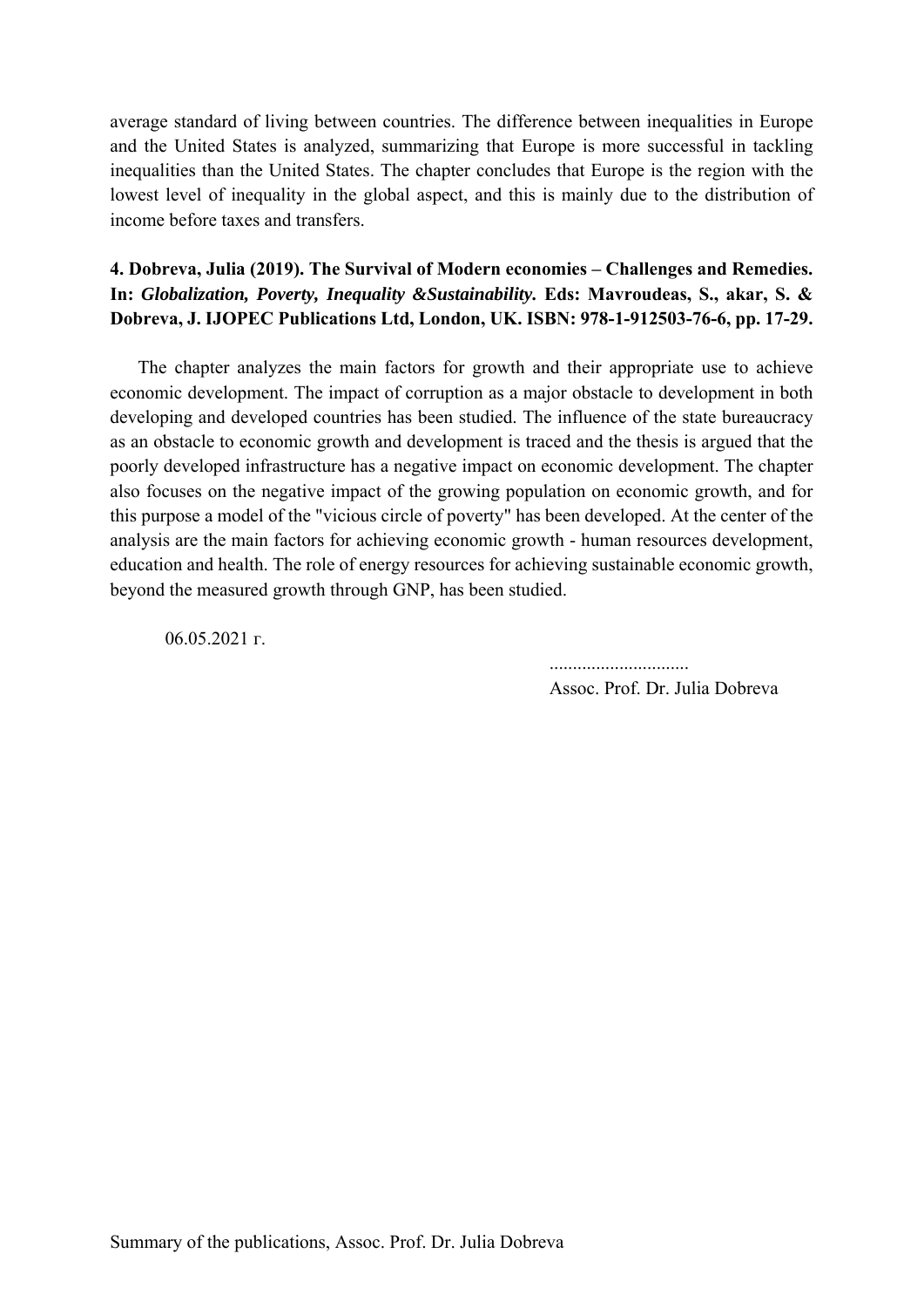average standard of living between countries. The difference between inequalities in Europe and the United States is analyzed, summarizing that Europe is more successful in tackling inequalities than the United States. The chapter concludes that Europe is the region with the lowest level of inequality in the global aspect, and this is mainly due to the distribution of income before taxes and transfers.

**4. Dobreva, Julia (2019). The Survival of Modern economies – Challenges and Remedies. In: *Globalization, Poverty, Inequality &Sustainability.* Eds: Mavroudeas, S., akar, S. & Dobreva, J. IJOPEC Publications Ltd, London, UK. ISBN: 978-1-912503-76-6, pp. 17-29.**

The chapter analyzes the main factors for growth and their appropriate use to achieve economic development. The impact of corruption as a major obstacle to development in both developing and developed countries has been studied. The influence of the state bureaucracy as an obstacle to economic growth and development is traced and the thesis is argued that the poorly developed infrastructure has a negative impact on economic development. The chapter also focuses on the negative impact of the growing population on economic growth, and for this purpose a model of the "vicious circle of poverty" has been developed. At the center of the analysis are the main factors for achieving economic growth - human resources development, education and health. The role of energy resources for achieving sustainable economic growth, beyond the measured growth through GNP, has been studied.

06.05.2021 г.

..............................

Assoc. Prof. Dr. Julia Dobreva